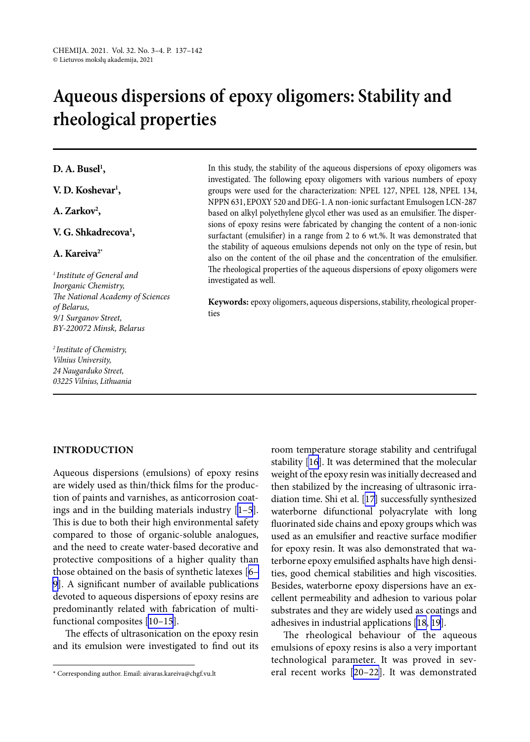# Aqueous dispersions of epoxy oligomers: Stability and rheological properties

**D. A. Busel[1],**

**V. D. Koshevar[1],**

**A. Zarkov[2],**

**V. G. Shkadrecova[1],**

**A. Kareiva[2*]**

*[1] Institute of General and Inorganic Chemistry, The National Academy of Sciences of Belarus, 9/1 Surganov Street, BY-220072 Minsk, Belarus*

*[2] Institute of Chemistry, Vilnius University, 24 Naugarduko Street, 03225 Vilnius, Lithuania*

In this study, the stability of the aqueous dispersions of epoxy oligomers was investigated. The following epoxy oligomers with various numbers of epoxy groups were used for the characterization: NPEL 127, NPEL 128, NPEL 134, NPPN 631, EPOXY 520 and DEG-1. A non-ionic surfactant Emulsogen LCN-287 based on alkyl polyethylene glycol ether was used as an emulsifier. The dispersions of epoxy resins were fabricated by changing the content of a non-ionic surfactant (emulsifier) in a range from 2 to 6 wt.%. It was demonstrated that the stability of aqueous emulsions depends not only on the type of resin, but also on the content of the oil phase and the concentration of the emulsifier. The rheological properties of the aqueous dispersions of epoxy oligomers were investigated as well.

**Keywords:** epoxy oligomers, aqueous dispersions, stability, rheological properties

## INTRODUCTION

Aqueous dispersions (emulsions) of epoxy resins are widely used as thin/thick films for the production of paints and varnishes, as anticorrosion coatings and in the building materials industry [1–5]. This is due to both their high environmental safety compared to those of organic-soluble analogues, and the need to create water-based decorative and protective compositions of a higher quality than those obtained on the basis of synthetic latexes [6–9]. A significant number of available publications devoted to aqueous dispersions of epoxy resins are predominantly related with fabrication of multifunctional composites [10–15].

The effects of ultrasonication on the epoxy resin and its emulsion were investigated to find out its room temperature storage stability and centrifugal stability [16]. It was determined that the molecular weight of the epoxy resin was initially decreased and then stabilized by the increasing of ultrasonic irradiation time. Shi et al. [17] successfully synthesized waterborne difunctional polyacrylate with long fluorinated side chains and epoxy groups which was used as an emulsifier and reactive surface modifier for epoxy resin. It was also demonstrated that waterborne epoxy emulsified asphalts have high densities, good chemical stabilities and high viscosities. Besides, waterborne epoxy dispersions have an excellent permeability and adhesion to various polar substrates and they are widely used as coatings and adhesives in industrial applications [18, 19].

The rheological behaviour of the aqueous emulsions of epoxy resins is also a very important technological parameter. It was proved in several recent works [20–22]. It was demonstrated

\* Corresponding author. Email: aivaras.kareiva@chgf.vu.lt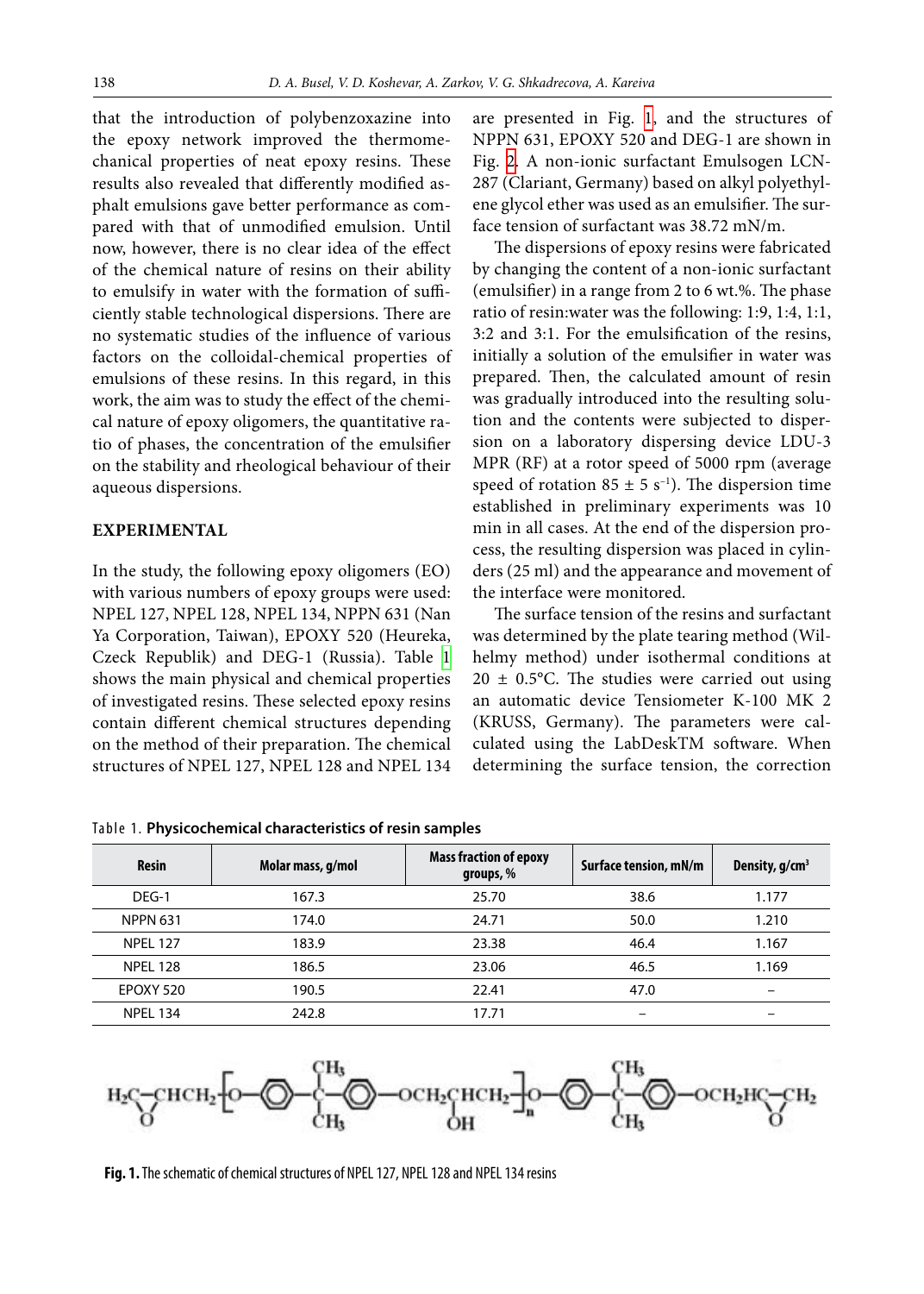that the introduction of polybenzoxazine into the epoxy network improved the thermomechanical properties of neat epoxy resins. These results also revealed that differently modified asphalt emulsions gave better performance as compared with that of unmodified emulsion. Until now, however, there is no clear idea of the effect of the chemical nature of resins on their ability to emulsify in water with the formation of sufficiently stable technological dispersions. There are no systematic studies of the influence of various factors on the colloidal-chemical properties of emulsions of these resins. In this regard, in this work, the aim was to study the effect of the chemical nature of epoxy oligomers, the quantitative ratio of phases, the concentration of the emulsifier on the stability and rheological behaviour of their aqueous dispersions.

## EXPERIMENTAL

In the study, the following epoxy oligomers (EO) with various numbers of epoxy groups were used: NPEL 127, NPEL 128, NPEL 134, NPPN 631 (Nan Ya Corporation, Taiwan), EPOXY 520 (Heureka, Czeck Republik) and DEG-1 (Russia). Table 1 shows the main physical and chemical properties of investigated resins. These selected epoxy resins contain different chemical structures depending on the method of their preparation. The chemical structures of NPEL 127, NPEL 128 and NPEL 134 are presented in Fig. 1, and the structures of NPPN 631, EPOXY 520 and DEG-1 are shown in Fig. 2. A non-ionic surfactant Emulsogen LCN-287 (Clariant, Germany) based on alkyl polyethylene glycol ether was used as an emulsifier. The surface tension of surfactant was 38.72 mN/m.

The dispersions of epoxy resins were fabricated by changing the content of a non-ionic surfactant (emulsifier) in a range from 2 to 6 wt.%. The phase ratio of resin:water was the following: 1:9, 1:4, 1:1, 3:2 and 3:1. For the emulsification of the resins, initially a solution of the emulsifier in water was prepared. Then, the calculated amount of resin was gradually introduced into the resulting solution and the contents were subjected to dispersion on a laboratory dispersing device LDU-3 MPR (RF) at a rotor speed of 5000 rpm (average speed of rotation $85 \pm 5$ $s^{-1}$). The dispersion time established in preliminary experiments was 10 min in all cases. At the end of the dispersion process, the resulting dispersion was placed in cylinders (25 ml) and the appearance and movement of the interface were monitored.

The surface tension of the resins and surfactant was determined by the plate tearing method (Wilhelmy method) under isothermal conditions at $20 \pm 0.5$°C. The studies were carried out using an automatic device Tensiometer K-100 MK 2 (KRUSS, Germany). The parameters were calculated using the LabDeskTM software. When determining the surface tension, the correction

Table 1. **Physicochemical characteristics of resin samples**

| Resin | Molar mass, g/mol | Mass fraction of epoxy groups, % | Surface tension, mN/m | Density, g/cm$^3$ |
|---|---|---|---|---|
| DEG-1 | 167.3 | 25.70 | 38.6 | 1.177 |
| NPPN 631 | 174.0 | 24.71 | 50.0 | 1.210 |
| NPEL 127 | 183.9 | 23.38 | 46.4 | 1.167 |
| NPEL 128 | 186.5 | 23.06 | 46.5 | 1.169 |
| EPOXY 520 | 190.5 | 22.41 | 47.0 | – |
| NPEL 134 | 242.8 | 17.71 | – | – |

**Fig. 1.** The schematic of chemical structures of NPEL 127, NPEL 128 and NPEL 134 resins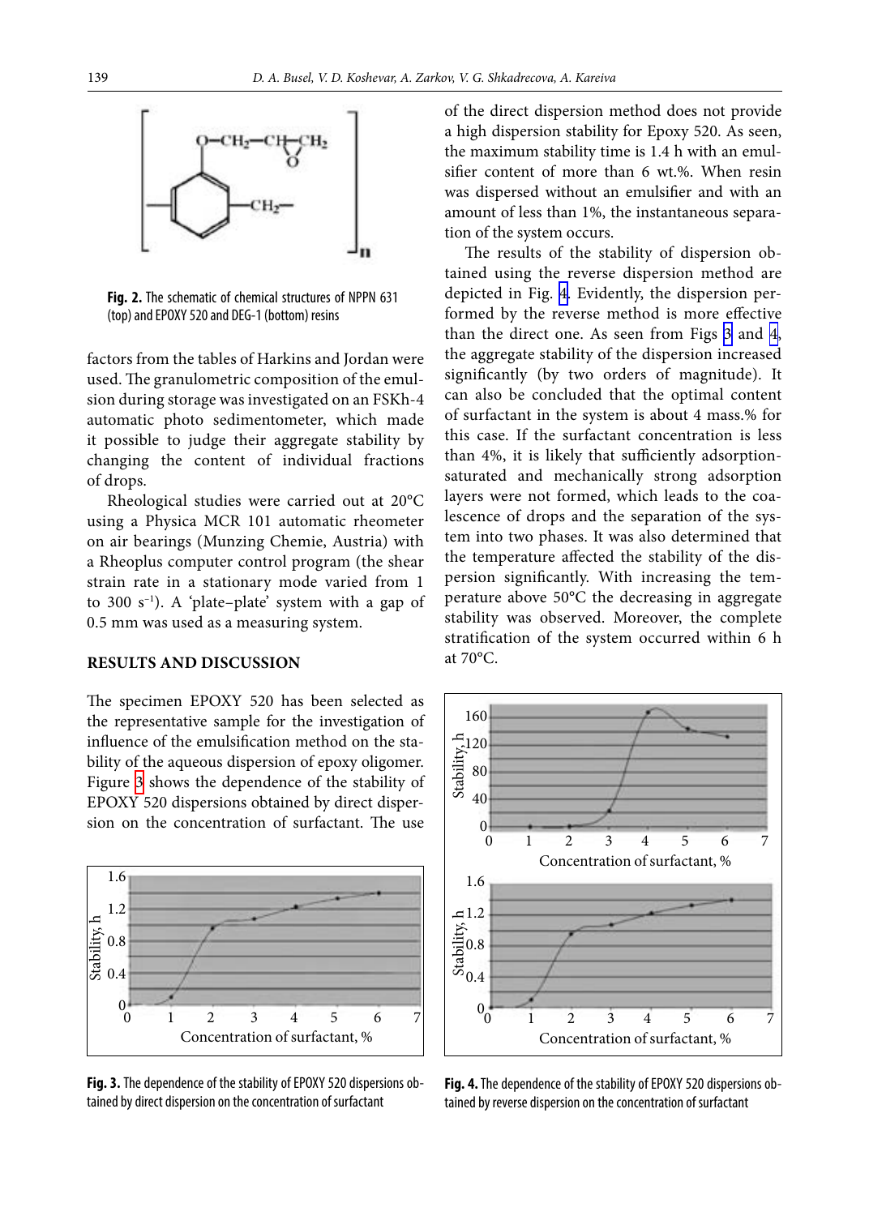**Fig. 2.** The schematic of chemical structures of NPPN 631 (top) and EPOXY 520 and DEG-1 (bottom) resins

factors from the tables of Harkins and Jordan were used. The granulometric composition of the emulsion during storage was investigated on an FSKh-4 automatic photo sedimentometer, which made it possible to judge their aggregate stability by changing the content of individual fractions of drops.

Rheological studies were carried out at 20°C using a Physica MCR 101 automatic rheometer on air bearings (Munzing Chemie, Austria) with a Rheoplus computer control program (the shear strain rate in a stationary mode varied from 1 to 300 $s^{-1}$). A 'plate–plate' system with a gap of 0.5 mm was used as a measuring system.

## RESULTS AND DISCUSSION

The specimen EPOXY 520 has been selected as the representative sample for the investigation of influence of the emulsification method on the stability of the aqueous dispersion of epoxy oligomer. Figure 3 shows the dependence of the stability of EPOXY 520 dispersions obtained by direct dispersion on the concentration of surfactant. The use of the direct dispersion method does not provide a high dispersion stability for Epoxy 520. As seen, the maximum stability time is 1.4 h with an emulsifier content of more than 6 wt.%. When resin was dispersed without an emulsifier and with an amount of less than 1%, the instantaneous separation of the system occurs.

The results of the stability of dispersion obtained using the reverse dispersion method are depicted in Fig. 4. Evidently, the dispersion performed by the reverse method is more effective than the direct one. As seen from Figs 3 and 4, the aggregate stability of the dispersion increased significantly (by two orders of magnitude). It can also be concluded that the optimal content of surfactant in the system is about 4 mass.% for this case. If the surfactant concentration is less than 4%, it is likely that sufficiently adsorption-saturated and mechanically strong adsorption layers were not formed, which leads to the coalescence of drops and the separation of the system into two phases. It was also determined that the temperature affected the stability of the dispersion significantly. With increasing the temperature above 50°C the decreasing in aggregate stability was observed. Moreover, the complete stratification of the system occurred within 6 h at 70°C.

**Fig. 3.** The dependence of the stability of EPOXY 520 dispersions obtained by direct dispersion on the concentration of surfactant

**Fig. 4.** The dependence of the stability of EPOXY 520 dispersions obtained by reverse dispersion on the concentration of surfactant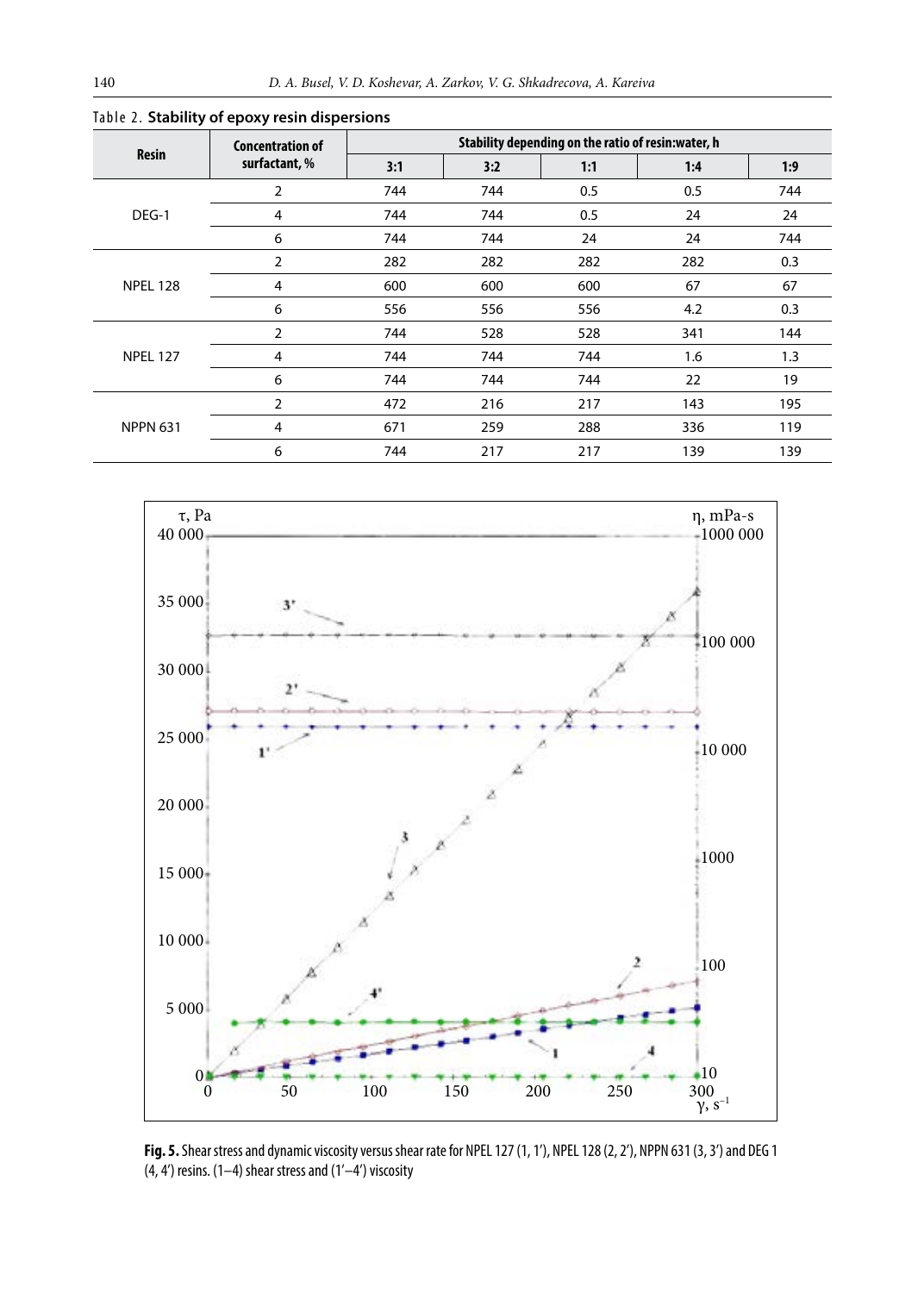Table 2. **Stability of epoxy resin dispersions**

| Resin | Concentration of surfactant, % | Stability depending on the ratio of resin:water, h | | | | |
|---|---|---|---|---|---|---|
| | | 3:1 | 3:2 | 1:1 | 1:4 | 1:9 |
| DEG-1 | 2 | 744 | 744 | 0.5 | 0.5 | 744 |
| | 4 | 744 | 744 | 0.5 | 24 | 24 |
| | 6 | 744 | 744 | 24 | 24 | 744 |
| NPEL 128 | 2 | 282 | 282 | 282 | 282 | 0.3 |
| | 4 | 600 | 600 | 600 | 67 | 67 |
| | 6 | 556 | 556 | 556 | 4.2 | 0.3 |
| NPEL 127 | 2 | 744 | 528 | 528 | 341 | 144 |
| | 4 | 744 | 744 | 744 | 1.6 | 1.3 |
| | 6 | 744 | 744 | 744 | 22 | 19 |
| NPPN 631 | 2 | 472 | 216 | 217 | 143 | 195 |
| | 4 | 671 | 259 | 288 | 336 | 119 |
| | 6 | 744 | 217 | 217 | 139 | 139 |

**Fig. 5.** Shear stress and dynamic viscosity versus shear rate for NPEL 127 (1, 1′), NPEL 128 (2, 2′), NPPN 631 (3, 3′) and DEG 1 (4, 4′) resins. (1–4) shear stress and (1′–4′) viscosity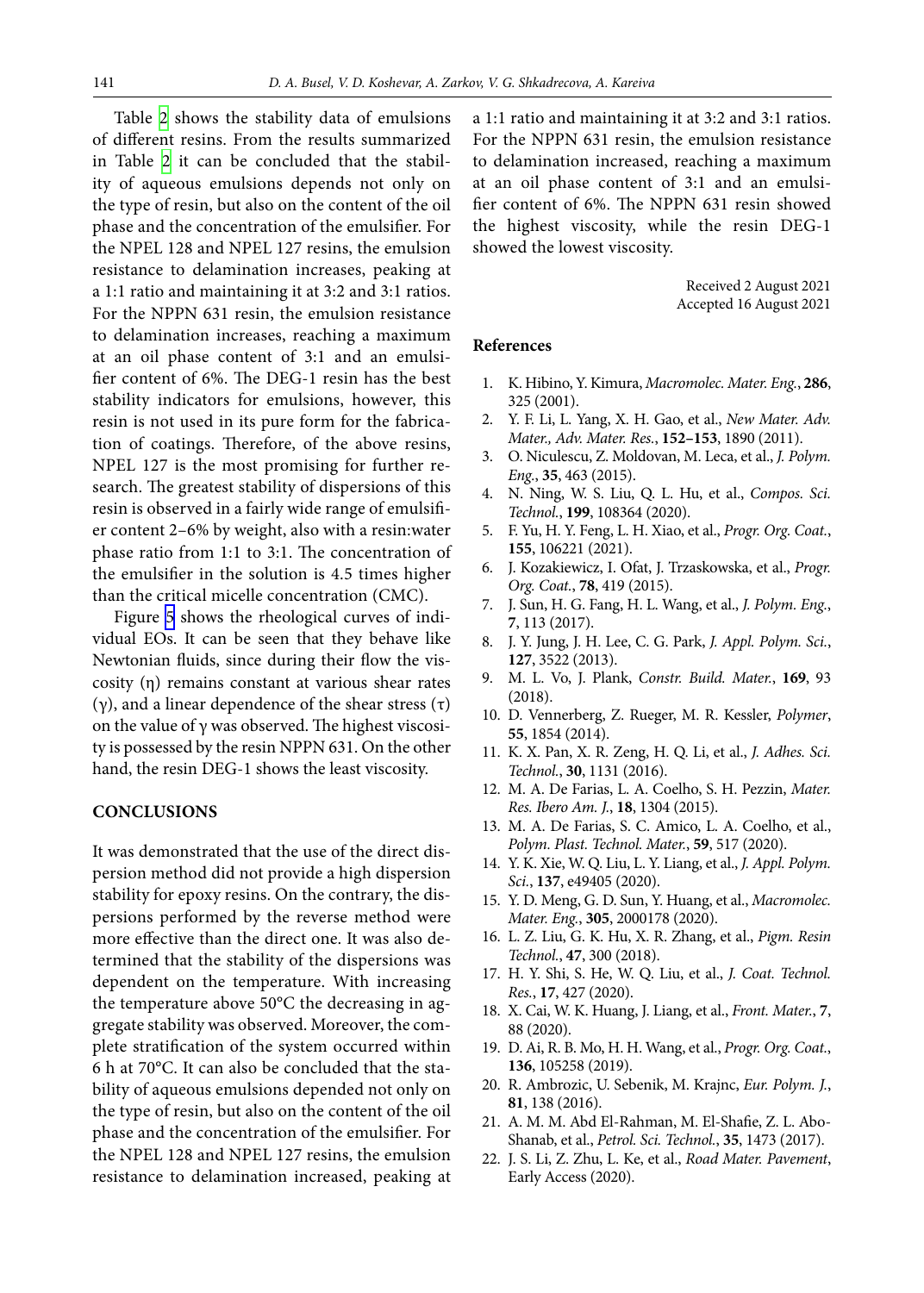Table 2 shows the stability data of emulsions of different resins. From the results summarized in Table 2 it can be concluded that the stability of aqueous emulsions depends not only on the type of resin, but also on the content of the oil phase and the concentration of the emulsifier. For the NPEL 128 and NPEL 127 resins, the emulsion resistance to delamination increases, peaking at a 1:1 ratio and maintaining it at 3:2 and 3:1 ratios. For the NPPN 631 resin, the emulsion resistance to delamination increases, reaching a maximum at an oil phase content of 3:1 and an emulsifier content of 6%. The DEG-1 resin has the best stability indicators for emulsions, however, this resin is not used in its pure form for the fabrication of coatings. Therefore, of the above resins, NPEL 127 is the most promising for further research. The greatest stability of dispersions of this resin is observed in a fairly wide range of emulsifier content 2–6% by weight, also with a resin:water phase ratio from 1:1 to 3:1. The concentration of the emulsifier in the solution is 4.5 times higher than the critical micelle concentration (CMC).

Figure 5 shows the rheological curves of individual EOs. It can be seen that they behave like Newtonian fluids, since during their flow the viscosity (η) remains constant at various shear rates (γ), and a linear dependence of the shear stress (τ) on the value of γ was observed. The highest viscosity is possessed by the resin NPPN 631. On the other hand, the resin DEG-1 shows the least viscosity.

## CONCLUSIONS

It was demonstrated that the use of the direct dispersion method did not provide a high dispersion stability for epoxy resins. On the contrary, the dispersions performed by the reverse method were more effective than the direct one. It was also determined that the stability of the dispersions was dependent on the temperature. With increasing the temperature above 50°C the decreasing in aggregate stability was observed. Moreover, the complete stratification of the system occurred within 6 h at 70°C. It can also be concluded that the stability of aqueous emulsions depended not only on the type of resin, but also on the content of the oil phase and the concentration of the emulsifier. For the NPEL 128 and NPEL 127 resins, the emulsion resistance to delamination increased, peaking at a 1:1 ratio and maintaining it at 3:2 and 3:1 ratios. For the NPPN 631 resin, the emulsion resistance to delamination increased, reaching a maximum at an oil phase content of 3:1 and an emulsifier content of 6%. The NPPN 631 resin showed the highest viscosity, while the resin DEG-1 showed the lowest viscosity.

Received 2 August 2021
Accepted 16 August 2021

## References

1. K. Hibino, Y. Kimura, *Macromolec. Mater. Eng.*, **286**, 325 (2001).
2. Y. F. Li, L. Yang, X. H. Gao, et al., *New Mater. Adv. Mater., Adv. Mater. Res.*, **152–153**, 1890 (2011).
3. O. Niculescu, Z. Moldovan, M. Leca, et al., *J. Polym. Eng.*, **35**, 463 (2015).
4. N. Ning, W. S. Liu, Q. L. Hu, et al., *Compos. Sci. Technol.*, **199**, 108364 (2020).
5. F. Yu, H. Y. Feng, L. H. Xiao, et al., *Progr. Org. Coat.*, **155**, 106221 (2021).
6. J. Kozakiewicz, I. Ofat, J. Trzaskowska, et al., *Progr. Org. Coat.*, **78**, 419 (2015).
7. J. Sun, H. G. Fang, H. L. Wang, et al., *J. Polym. Eng.*, **7**, 113 (2017).
8. J. Y. Jung, J. H. Lee, C. G. Park, *J. Appl. Polym. Sci.*, **127**, 3522 (2013).
9. M. L. Vo, J. Plank, *Constr. Build. Mater.*, **169**, 93 (2018).
10. D. Vennerberg, Z. Rueger, M. R. Kessler, *Polymer*, **55**, 1854 (2014).
11. K. X. Pan, X. R. Zeng, H. Q. Li, et al., *J. Adhes. Sci. Technol.*, **30**, 1131 (2016).
12. M. A. De Farias, L. A. Coelho, S. H. Pezzin, *Mater. Res. Ibero Am. J.*, **18**, 1304 (2015).
13. M. A. De Farias, S. C. Amico, L. A. Coelho, et al., *Polym. Plast. Technol. Mater.*, **59**, 517 (2020).
14. Y. K. Xie, W. Q. Liu, L. Y. Liang, et al., *J. Appl. Polym. Sci.*, **137**, e49405 (2020).
15. Y. D. Meng, G. D. Sun, Y. Huang, et al., *Macromolec. Mater. Eng.*, **305**, 2000178 (2020).
16. L. Z. Liu, G. K. Hu, X. R. Zhang, et al., *Pigm. Resin Technol.*, **47**, 300 (2018).
17. H. Y. Shi, S. He, W. Q. Liu, et al., *J. Coat. Technol. Res.*, **17**, 427 (2020).
18. X. Cai, W. K. Huang, J. Liang, et al., *Front. Mater.*, **7**, 88 (2020).
19. D. Ai, R. B. Mo, H. H. Wang, et al., *Progr. Org. Coat.*, **136**, 105258 (2019).
20. R. Ambrozic, U. Sebenik, M. Krajnc, *Eur. Polym. J.*, **81**, 138 (2016).
21. A. M. M. Abd El-Rahman, M. El-Shafie, Z. L. Abo-Shanab, et al., *Petrol. Sci. Technol.*, **35**, 1473 (2017).
22. J. S. Li, Z. Zhu, L. Ke, et al., *Road Mater. Pavement*, Early Access (2020).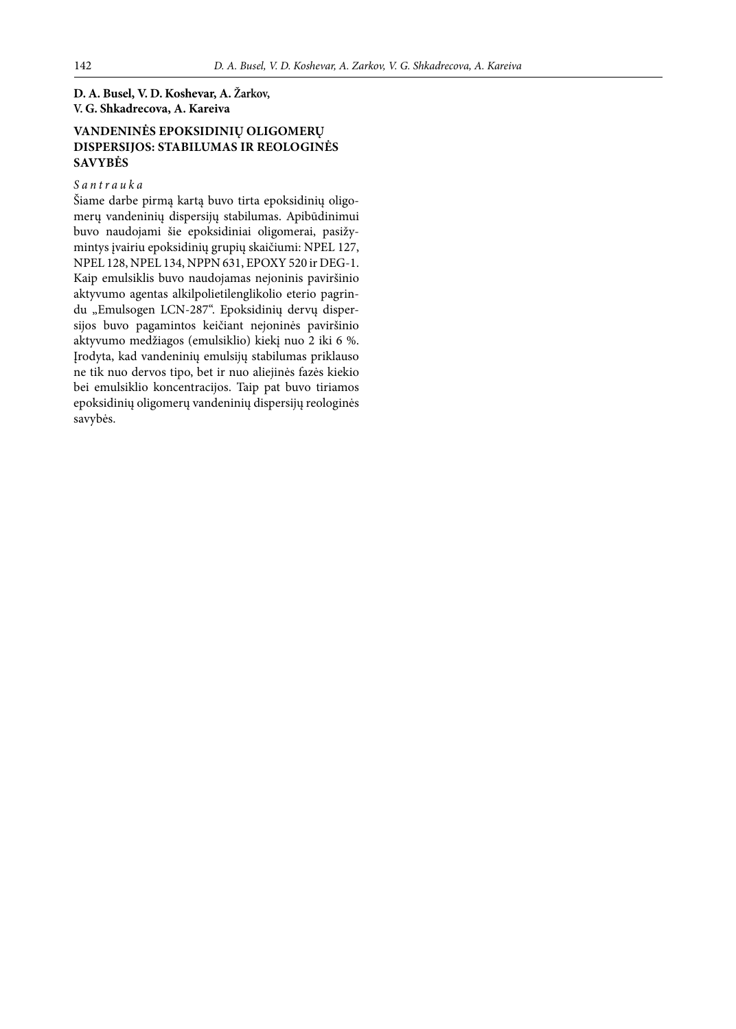**D. A. Busel, V. D. Koshevar, A. Žarkov, V. G. Shkadrecova, A. Kareiva**

## VANDENINĖS EPOKSIDINIŲ OLIGOMERŲ DISPERSIJOS: STABILUMAS IR REOLOGINĖS SAVYBĖS

*S a n t r a u k a*

Šiame darbe pirmą kartą buvo tirta epoksidinių oligomerų vandeninių dispersijų stabilumas. Apibūdinimui buvo naudojami šie epoksidiniai oligomerai, pasižymintys įvairiu epoksidinių grupių skaičiumi: NPEL 127, NPEL 128, NPEL 134, NPPN 631, EPOXY 520 ir DEG-1. Kaip emulsiklis buvo naudojamas nejoninis paviršinio aktyvumo agentas alkilpolietilenglikolio eterio pagrindu „Emulsogen LCN-287“. Epoksidinių dervų dispersijos buvo pagamintos keičiant nejoninės paviršinio aktyvumo medžiagos (emulsiklio) kiekį nuo 2 iki 6 %. Įrodyta, kad vandeninių emulsijų stabilumas priklauso ne tik nuo dervos tipo, bet ir nuo aliejinės fazės kiekio bei emulsiklio koncentracijos. Taip pat buvo tiriamos epoksidinių oligomerų vandeninių dispersijų reologinės savybės.